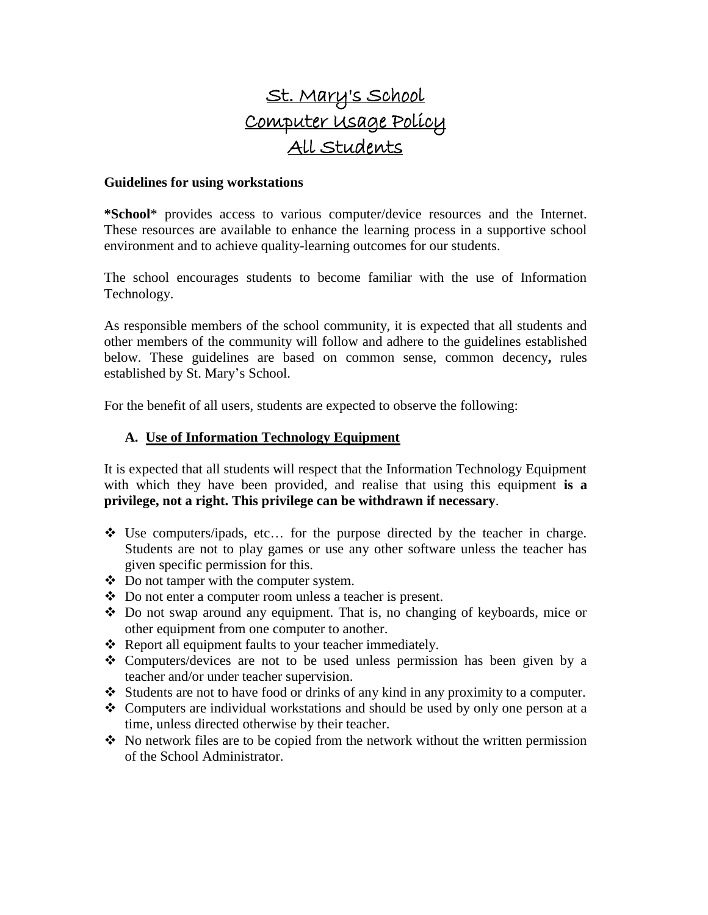# St. Mary's School
# Computer Usage Policy
# All Students

**Guidelines for using workstations**

***School*** provides access to various computer/device resources and the Internet. These resources are available to enhance the learning process in a supportive school environment and to achieve quality-learning outcomes for our students.

The school encourages students to become familiar with the use of Information Technology.

As responsible members of the school community, it is expected that all students and other members of the community will follow and adhere to the guidelines established below. These guidelines are based on common sense, common decency**,** rules established by St. Mary's School.

For the benefit of all users, students are expected to observe the following:

## A. Use of Information Technology Equipment

It is expected that all students will respect that the Information Technology Equipment with which they have been provided, and realise that using this equipment **is a privilege, not a right. This privilege can be withdrawn if necessary**.

- Use computers/ipads, etc… for the purpose directed by the teacher in charge. Students are not to play games or use any other software unless the teacher has given specific permission for this.
- Do not tamper with the computer system.
- Do not enter a computer room unless a teacher is present.
- Do not swap around any equipment. That is, no changing of keyboards, mice or other equipment from one computer to another.
- Report all equipment faults to your teacher immediately.
- Computers/devices are not to be used unless permission has been given by a teacher and/or under teacher supervision.
- Students are not to have food or drinks of any kind in any proximity to a computer.
- Computers are individual workstations and should be used by only one person at a time, unless directed otherwise by their teacher.
- No network files are to be copied from the network without the written permission of the School Administrator.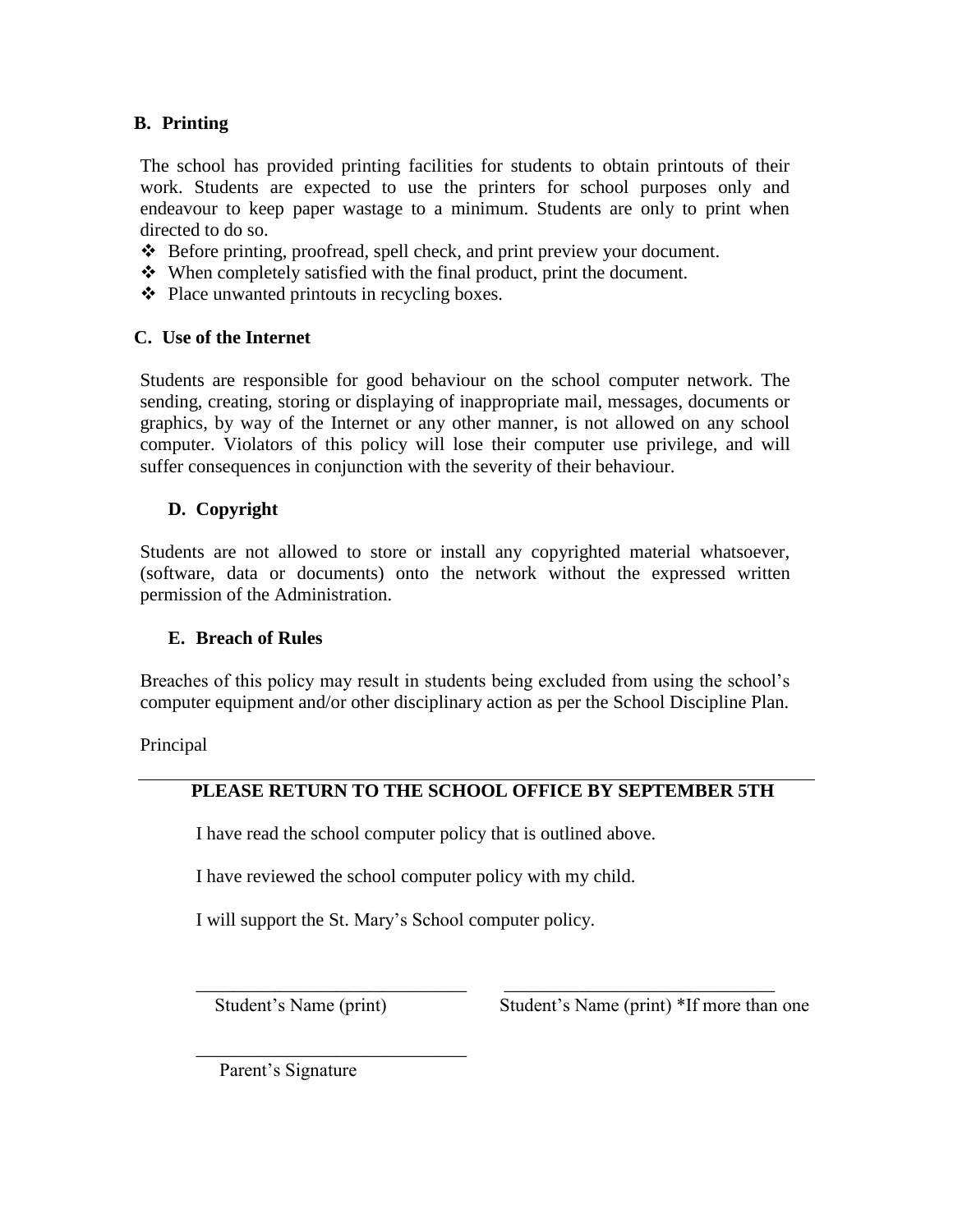## B. Printing

The school has provided printing facilities for students to obtain printouts of their work. Students are expected to use the printers for school purposes only and endeavour to keep paper wastage to a minimum. Students are only to print when directed to do so.

- Before printing, proofread, spell check, and print preview your document.
- When completely satisfied with the final product, print the document.
- Place unwanted printouts in recycling boxes.

## C. Use of the Internet

Students are responsible for good behaviour on the school computer network. The sending, creating, storing or displaying of inappropriate mail, messages, documents or graphics, by way of the Internet or any other manner, is not allowed on any school computer. Violators of this policy will lose their computer use privilege, and will suffer consequences in conjunction with the severity of their behaviour.

## D. Copyright

Students are not allowed to store or install any copyrighted material whatsoever, (software, data or documents) onto the network without the expressed written permission of the Administration.

## E. Breach of Rules

Breaches of this policy may result in students being excluded from using the school's computer equipment and/or other disciplinary action as per the School Discipline Plan.

Principal

---

**PLEASE RETURN TO THE SCHOOL OFFICE BY SEPTEMBER 5TH**

I have read the school computer policy that is outlined above.

I have reviewed the school computer policy with my child.

I will support the St. Mary's School computer policy.

______________________________ ______________________________

Student's Name (print) Student's Name (print) *If more than one

______________________________

Parent's Signature